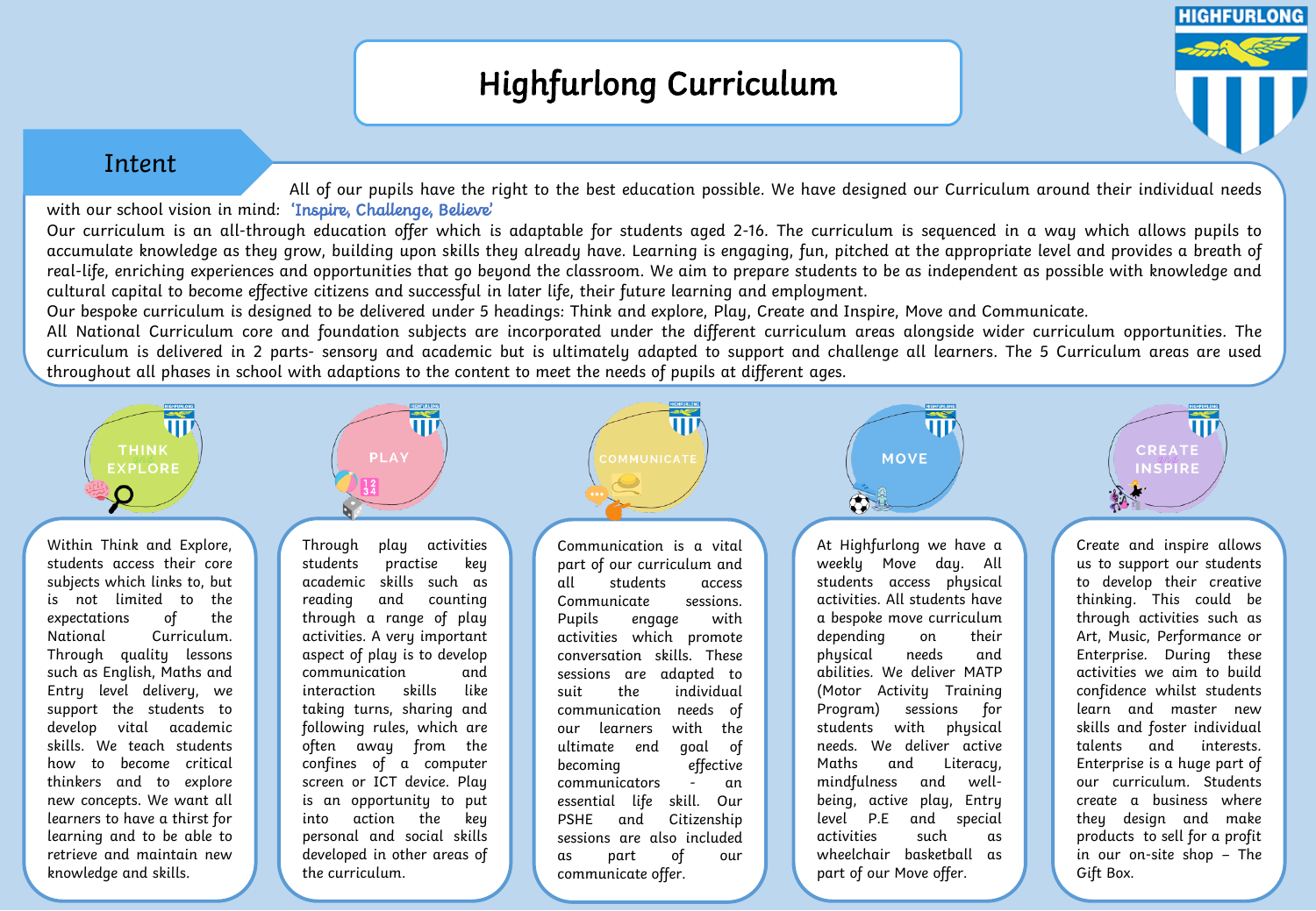# Highfurlong Curriculum

## Intent

All of our pupils have the right to the best education possible. We have designed our Curriculum around their individual needs with our school vision in mind: *'Inspire, Challenge, Believe'*

Our curriculum is an all-through education offer which is adaptable for students aged 2-16. The curriculum is sequenced in a way which allows pupils to accumulate knowledge as they grow, building upon skills they already have. Learning is engaging, fun, pitched at the appropriate level and provides a breath of real-life, enriching experiences and opportunities that go beyond the classroom. We aim to prepare students to be as independent as possible with knowledge and cultural capital to become effective citizens and successful in later life, their future learning and employment.

Our bespoke curriculum is designed to be delivered under 5 headings: Think and explore, Play, Create and Inspire, Move and Communicate.

All National Curriculum core and foundation subjects are incorporated under the different curriculum areas alongside wider curriculum opportunities. The curriculum is delivered in 2 parts- sensory and academic but is ultimately adapted to support and challenge all learners. The 5 Curriculum areas are used throughout all phases in school with adaptions to the content to meet the needs of pupils at different ages.

### Think Explore

Within Think and Explore, students access their core subjects which links to, but is not limited to the expectations of the National Curriculum. Through quality lessons such as English, Maths and Entry level delivery, we support the students to develop vital academic skills. We teach students how to become critical thinkers and to explore new concepts. We want all learners to have a thirst for learning and to be able to retrieve and maintain new knowledge and skills.

### Play

Through play activities students practise key academic skills such as reading and counting through a range of play activities. A very important aspect of play is to develop communication and interaction skills like taking turns, sharing and following rules, which are often away from the confines of a computer screen or ICT device. Play is an opportunity to put into action the key personal and social skills developed in other areas of the curriculum.

### Communicate

Communication is a vital part of our curriculum and all students access Communicate sessions. Pupils engage with activities which promote conversation skills. These sessions are adapted to suit the individual communication needs of our learners with the ultimate end goal of becoming effective communicators - an essential life skill. Our PSHE and Citizenship sessions are also included as part of our communicate offer.

### Move

At Highfurlong we have a weekly Move day. All students access physical activities. All students have a bespoke move curriculum depending on their physical needs and abilities. We deliver MATP (Motor Activity Training Program) sessions for students with physical needs. We deliver active Maths and Literacy, mindfulness and well-being, active play, Entry level P.E and special activities such as wheelchair basketball as part of our Move offer.

### Create Inspire

Create and inspire allows us to support our students to develop their creative thinking. This could be through activities such as Art, Music, Performance or Enterprise. During these activities we aim to build confidence whilst students learn and master new skills and foster individual talents and interests. Enterprise is a huge part of our curriculum. Students create a business where they design and make products to sell for a profit in our on-site shop – The Gift Box.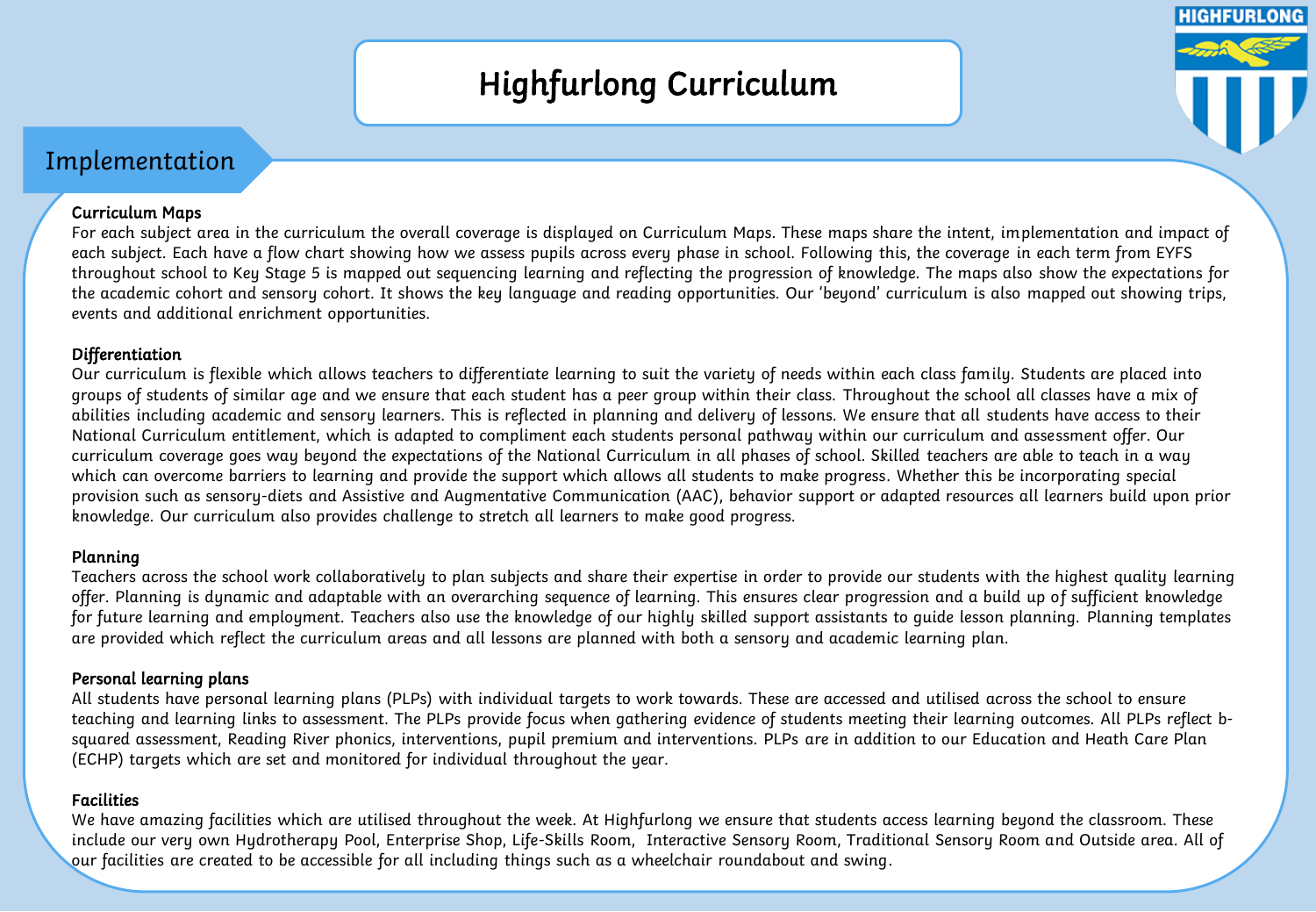# Highfurlong Curriculum

## Implementation

**Curriculum Maps**
For each subject area in the curriculum the overall coverage is displayed on Curriculum Maps. These maps share the intent, implementation and impact of each subject. Each have a flow chart showing how we assess pupils across every phase in school. Following this, the coverage in each term from EYFS throughout school to Key Stage 5 is mapped out sequencing learning and reflecting the progression of knowledge. The maps also show the expectations for the academic cohort and sensory cohort. It shows the key language and reading opportunities. Our 'beyond' curriculum is also mapped out showing trips, events and additional enrichment opportunities.

**Differentiation**
Our curriculum is flexible which allows teachers to differentiate learning to suit the variety of needs within each class family. Students are placed into groups of students of similar age and we ensure that each student has a peer group within their class. Throughout the school all classes have a mix of abilities including academic and sensory learners. This is reflected in planning and delivery of lessons. We ensure that all students have access to their National Curriculum entitlement, which is adapted to compliment each students personal pathway within our curriculum and assessment offer. Our curriculum coverage goes way beyond the expectations of the National Curriculum in all phases of school. Skilled teachers are able to teach in a way which can overcome barriers to learning and provide the support which allows all students to make progress. Whether this be incorporating special provision such as sensory-diets and Assistive and Augmentative Communication (AAC), behavior support or adapted resources all learners build upon prior knowledge. Our curriculum also provides challenge to stretch all learners to make good progress.

**Planning**
Teachers across the school work collaboratively to plan subjects and share their expertise in order to provide our students with the highest quality learning offer. Planning is dynamic and adaptable with an overarching sequence of learning. This ensures clear progression and a build up of sufficient knowledge for future learning and employment. Teachers also use the knowledge of our highly skilled support assistants to guide lesson planning. Planning templates are provided which reflect the curriculum areas and all lessons are planned with both a sensory and academic learning plan.

**Personal learning plans**
All students have personal learning plans (PLPs) with individual targets to work towards. These are accessed and utilised across the school to ensure teaching and learning links to assessment. The PLPs provide focus when gathering evidence of students meeting their learning outcomes. All PLPs reflect b-squared assessment, Reading River phonics, interventions, pupil premium and interventions. PLPs are in addition to our Education and Heath Care Plan (ECHP) targets which are set and monitored for individual throughout the year.

**Facilities**
We have amazing facilities which are utilised throughout the week. At Highfurlong we ensure that students access learning beyond the classroom. These include our very own Hydrotherapy Pool, Enterprise Shop, Life-Skills Room, Interactive Sensory Room, Traditional Sensory Room and Outside area. All of our facilities are created to be accessible for all including things such as a wheelchair roundabout and swing.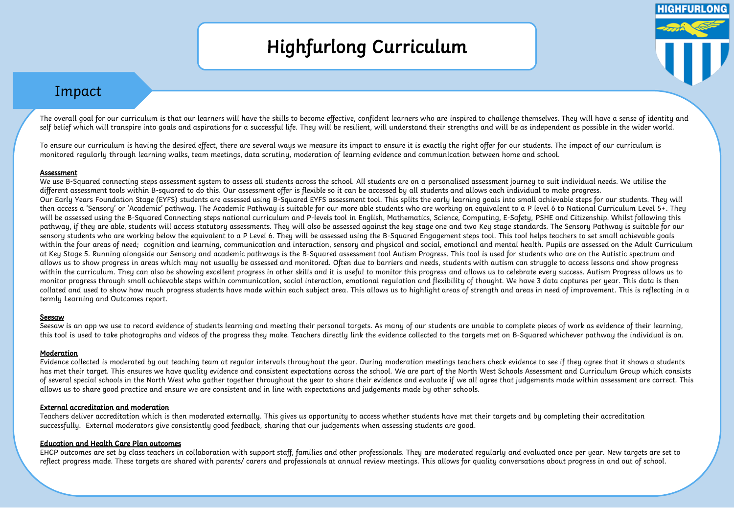# Highfurlong Curriculum

## Impact

The overall goal for our curriculum is that our learners will have the skills to become effective, confident learners who are inspired to challenge themselves. They will have a sense of identity and self belief which will transpire into goals and aspirations for a successful life. They will be resilient, will understand their strengths and will be as independent as possible in the wider world.

To ensure our curriculum is having the desired effect, there are several ways we measure its impact to ensure it is exactly the right offer for our students. The impact of our curriculum is monitored regularly through learning walks, team meetings, data scrutiny, moderation of learning evidence and communication between home and school.

### Assessment

We use B-Squared connecting steps assessment system to assess all students across the school. All students are on a personalised assessment journey to suit individual needs. We utilise the different assessment tools within B-squared to do this. Our assessment offer is flexible so it can be accessed by all students and allows each individual to make progress.
Our Early Years Foundation Stage (EYFS) students are assessed using B-Squared EYFS assessment tool. This splits the early learning goals into small achievable steps for our students. They will then access a 'Sensory' or 'Academic' pathway. The Academic Pathway is suitable for our more able students who are working on equivalent to a P level 6 to National Curriculum Level 5+. They will be assessed using the B-Squared Connecting steps national curriculum and P-levels tool in English, Mathematics, Science, Computing, E-Safety, PSHE and Citizenship. Whilst following this pathway, if they are able, students will access statutory assessments. They will also be assessed against the key stage one and two Key stage standards. The Sensory Pathway is suitable for our sensory students who are working below the equivalent to a P Level 6. They will be assessed using the B-Squared Engagement steps tool. This tool helps teachers to set small achievable goals within the four areas of need; cognition and learning, communication and interaction, sensory and physical and social, emotional and mental health. Pupils are assessed on the Adult Curriculum at Key Stage 5. Running alongside our Sensory and academic pathways is the B-Squared assessment tool Autism Progress. This tool is used for students who are on the Autistic spectrum and allows us to show progress in areas which may not usually be assessed and monitored. Often due to barriers and needs, students with autism can struggle to access lessons and show progress within the curriculum. They can also be showing excellent progress in other skills and it is useful to monitor this progress and allows us to celebrate every success. Autism Progress allows us to monitor progress through small achievable steps within communication, social interaction, emotional regulation and flexibility of thought. We have 3 data captures per year. This data is then collated and used to show how much progress students have made within each subject area. This allows us to highlight areas of strength and areas in need of improvement. This is reflecting in a termly Learning and Outcomes report.

### Seesaw

Seesaw is an app we use to record evidence of students learning and meeting their personal targets. As many of our students are unable to complete pieces of work as evidence of their learning, this tool is used to take photographs and videos of the progress they make. Teachers directly link the evidence collected to the targets met on B-Squared whichever pathway the individual is on.

### Moderation

Evidence collected is moderated by out teaching team at regular intervals throughout the year. During moderation meetings teachers check evidence to see if they agree that it shows a students has met their target. This ensures we have quality evidence and consistent expectations across the school. We are part of the North West Schools Assessment and Curriculum Group which consists of several special schools in the North West who gather together throughout the year to share their evidence and evaluate if we all agree that judgements made within assessment are correct. This allows us to share good practice and ensure we are consistent and in line with expectations and judgements made by other schools.

### External accreditation and moderation

Teachers deliver accreditation which is then moderated externally. This gives us opportunity to access whether students have met their targets and by completing their accreditation successfully. External moderators give consistently good feedback, sharing that our judgements when assessing students are good.

### Education and Health Care Plan outcomes

EHCP outcomes are set by class teachers in collaboration with support staff, families and other professionals. They are moderated regularly and evaluated once per year. New targets are set to reflect progress made. These targets are shared with parents/ carers and professionals at annual review meetings. This allows for quality conversations about progress in and out of school.